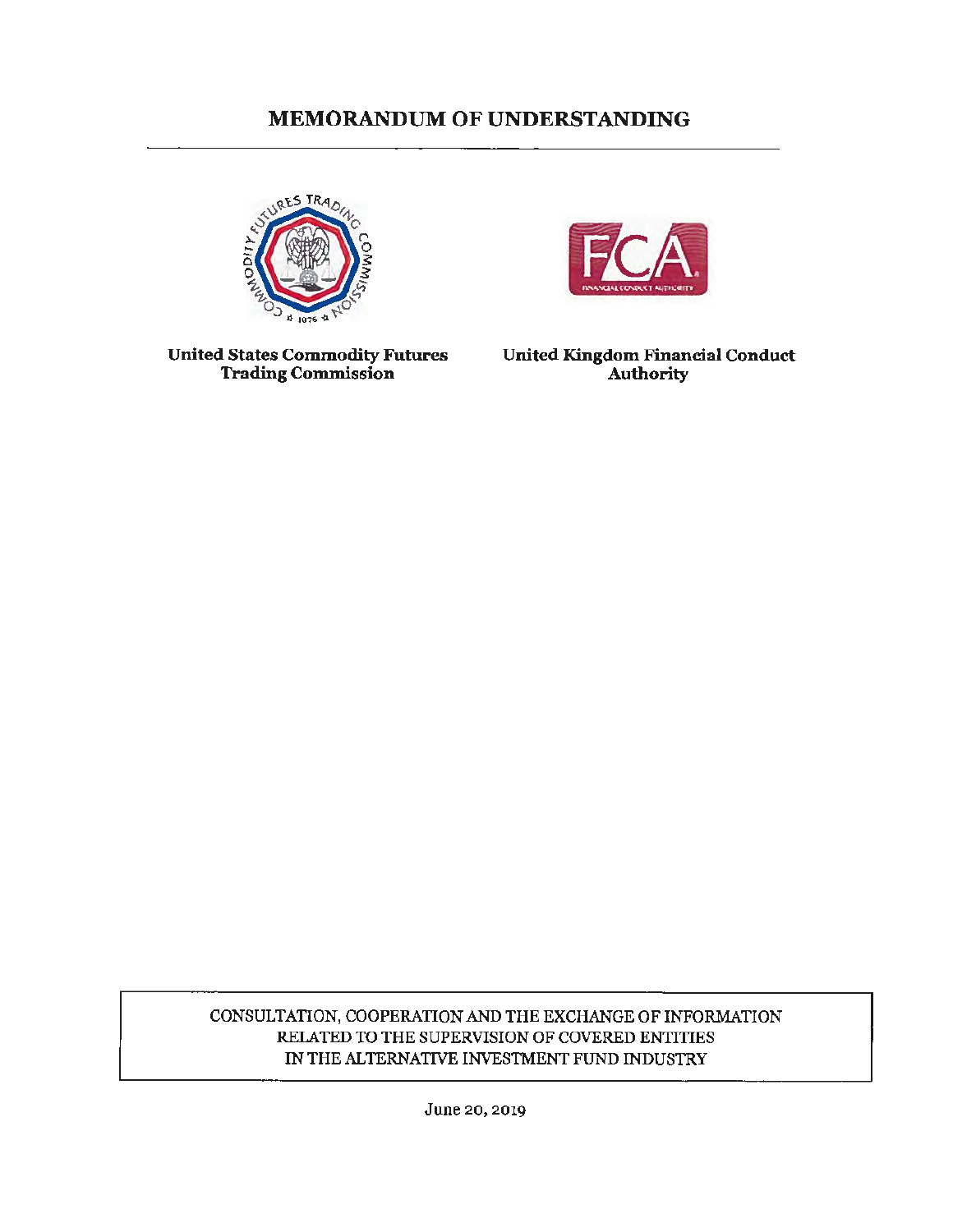# MEMORANDUM OF UNDERSTANDING

**United States Commodity Futures Trading Commission**

**United Kingdom Financial Conduct Authority**

CONSULTATION, COOPERATION AND THE EXCHANGE OF INFORMATION RELATED TO THE SUPERVISION OF COVERED ENTITIES IN THE ALTERNATIVE INVESTMENT FUND INDUSTRY

June 20, 2019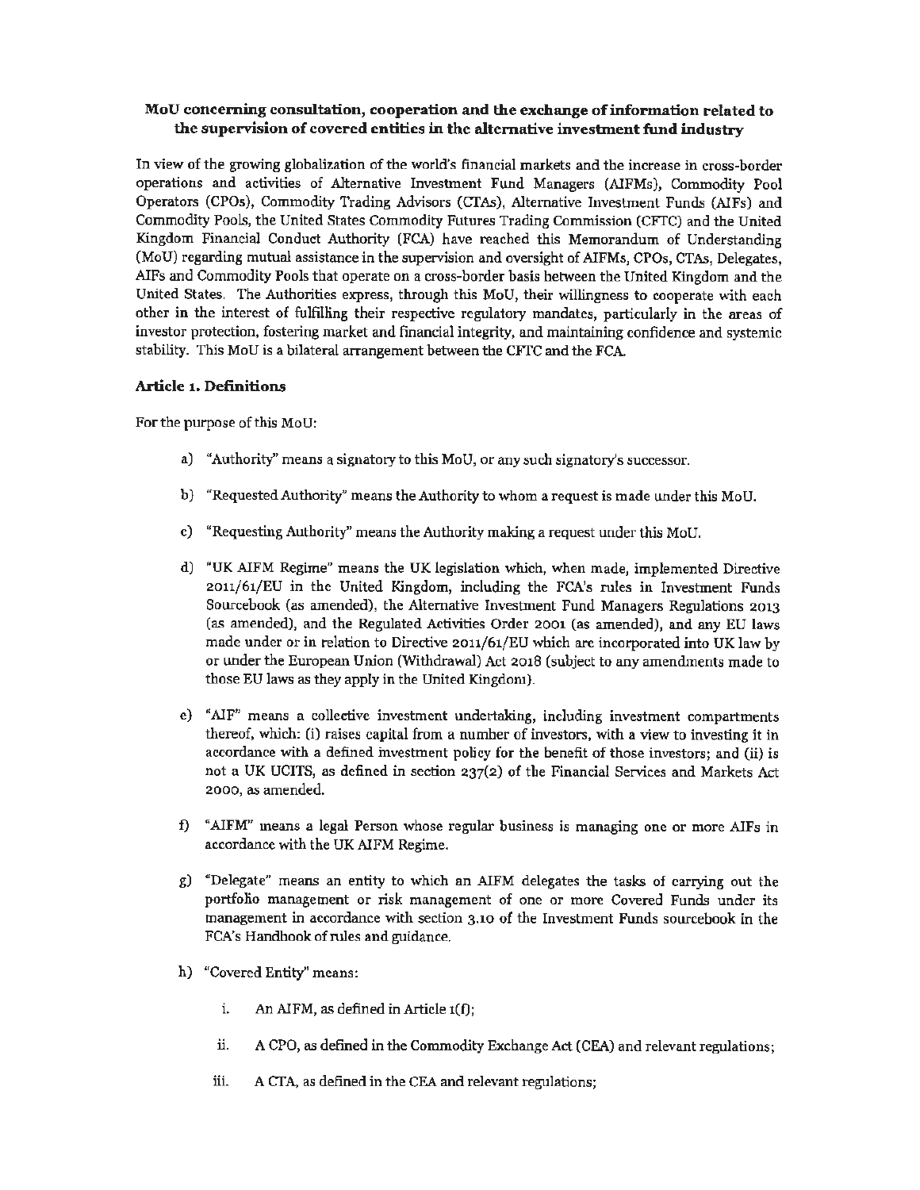**MoU concerning consultation, cooperation and the exchange of information related to the supervision of covered entities in the alternative investment fund industry**

In view of the growing globalization of the world's financial markets and the increase in cross-border operations and activities of Alternative Investment Fund Managers (AIFMs), Commodity Pool Operators (CPOs), Commodity Trading Advisors (CTAs), Alternative Investment Funds (AIFs) and Commodity Pools, the United States Commodity Futures Trading Commission (CFTC) and the United Kingdom Financial Conduct Authority (FCA) have reached this Memorandum of Understanding (MoU) regarding mutual assistance in the supervision and oversight of AIFMs, CPOs, CTAs, Delegates, AIFs and Commodity Pools that operate on a cross-border basis between the United Kingdom and the United States. The Authorities express, through this MoU, their willingness to cooperate with each other in the interest of fulfilling their respective regulatory mandates, particularly in the areas of investor protection, fostering market and financial integrity, and maintaining confidence and systemic stability. This MoU is a bilateral arrangement between the CFTC and the FCA.

### Article 1. Definitions

For the purpose of this MoU:

a) "Authority" means a signatory to this MoU, or any such signatory's successor.

b) "Requested Authority" means the Authority to whom a request is made under this MoU.

c) "Requesting Authority" means the Authority making a request under this MoU.

d) "UK AIFM Regime" means the UK legislation which, when made, implemented Directive 2011/61/EU in the United Kingdom, including the FCA's rules in Investment Funds Sourcebook (as amended), the Alternative Investment Fund Managers Regulations 2013 (as amended), and the Regulated Activities Order 2001 (as amended), and any EU laws made under or in relation to Directive 2011/61/EU which are incorporated into UK law by or under the European Union (Withdrawal) Act 2018 (subject to any amendments made to those EU laws as they apply in the United Kingdom).

e) "AIF" means a collective investment undertaking, including investment compartments thereof, which: (i) raises capital from a number of investors, with a view to investing it in accordance with a defined investment policy for the benefit of those investors; and (ii) is not a UK UCITS, as defined in section 237(2) of the Financial Services and Markets Act 2000, as amended.

f) "AIFM" means a legal Person whose regular business is managing one or more AIFs in accordance with the UK AIFM Regime.

g) "Delegate" means an entity to which an AIFM delegates the tasks of carrying out the portfolio management or risk management of one or more Covered Funds under its management in accordance with section 3.10 of the Investment Funds sourcebook in the FCA's Handbook of rules and guidance.

h) "Covered Entity" means:

  i. An AIFM, as defined in Article 1(f);

  ii. A CPO, as defined in the Commodity Exchange Act (CEA) and relevant regulations;

  iii. A CTA, as defined in the CEA and relevant regulations;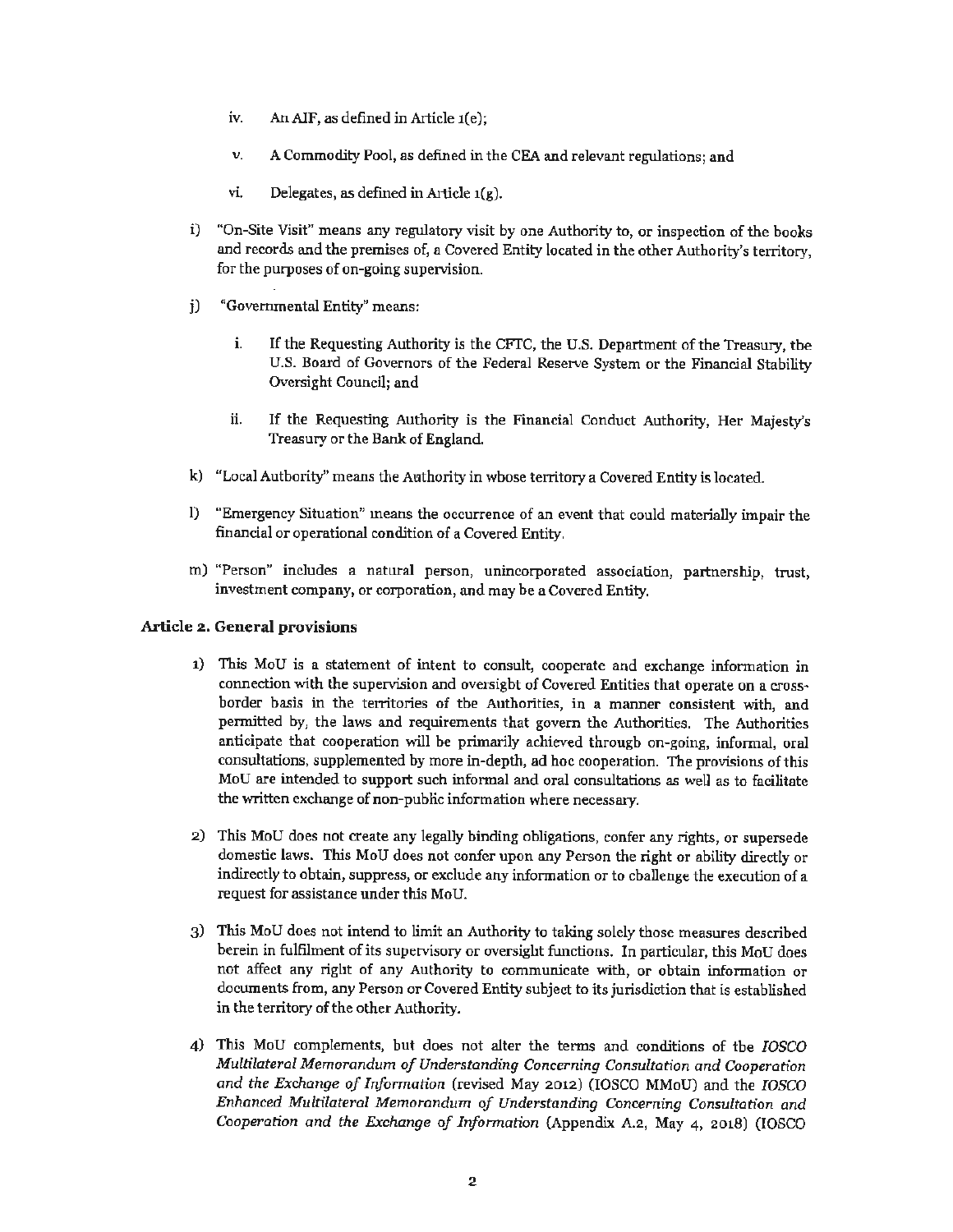iv. An AIF, as defined in Article 1(e);

v. A Commodity Pool, as defined in the CEA and relevant regulations; and

vi. Delegates, as defined in Article 1(g).

i) "On-Site Visit" means any regulatory visit by one Authority to, or inspection of the books and records and the premises of, a Covered Entity located in the other Authority's territory, for the purposes of on-going supervision.

j) "Governmental Entity" means:

i. If the Requesting Authority is the CFTC, the U.S. Department of the Treasury, the U.S. Board of Governors of the Federal Reserve System or the Financial Stability Oversight Council; and

ii. If the Requesting Authority is the Financial Conduct Authority, Her Majesty's Treasury or the Bank of England.

k) "Local Authority" means the Authority in whose territory a Covered Entity is located.

l) "Emergency Situation" means the occurrence of an event that could materially impair the financial or operational condition of a Covered Entity.

m) "Person" includes a natural person, unincorporated association, partnership, trust, investment company, or corporation, and may be a Covered Entity.

## Article 2. General provisions

1) This MoU is a statement of intent to consult, cooperate and exchange information in connection with the supervision and oversight of Covered Entities that operate on a cross-border basis in the territories of the Authorities, in a manner consistent with, and permitted by, the laws and requirements that govern the Authorities. The Authorities anticipate that cooperation will be primarily achieved through on-going, informal, oral consultations, supplemented by more in-depth, ad hoc cooperation. The provisions of this MoU are intended to support such informal and oral consultations as well as to facilitate the written exchange of non-public information where necessary.

2) This MoU does not create any legally binding obligations, confer any rights, or supersede domestic laws. This MoU does not confer upon any Person the right or ability directly or indirectly to obtain, suppress, or exclude any information or to challenge the execution of a request for assistance under this MoU.

3) This MoU does not intend to limit an Authority to taking solely those measures described herein in fulfilment of its supervisory or oversight functions. In particular, this MoU does not affect any right of any Authority to communicate with, or obtain information or documents from, any Person or Covered Entity subject to its jurisdiction that is established in the territory of the other Authority.

4) This MoU complements, but does not alter the terms and conditions of the *IOSCO Multilateral Memorandum of Understanding Concerning Consultation and Cooperation and the Exchange of Information* (revised May 2012) (IOSCO MMoU) and the *IOSCO Enhanced Multilateral Memorandum of Understanding Concerning Consultation and Cooperation and the Exchange of Information* (Appendix A.2, May 4, 2018) (IOSCO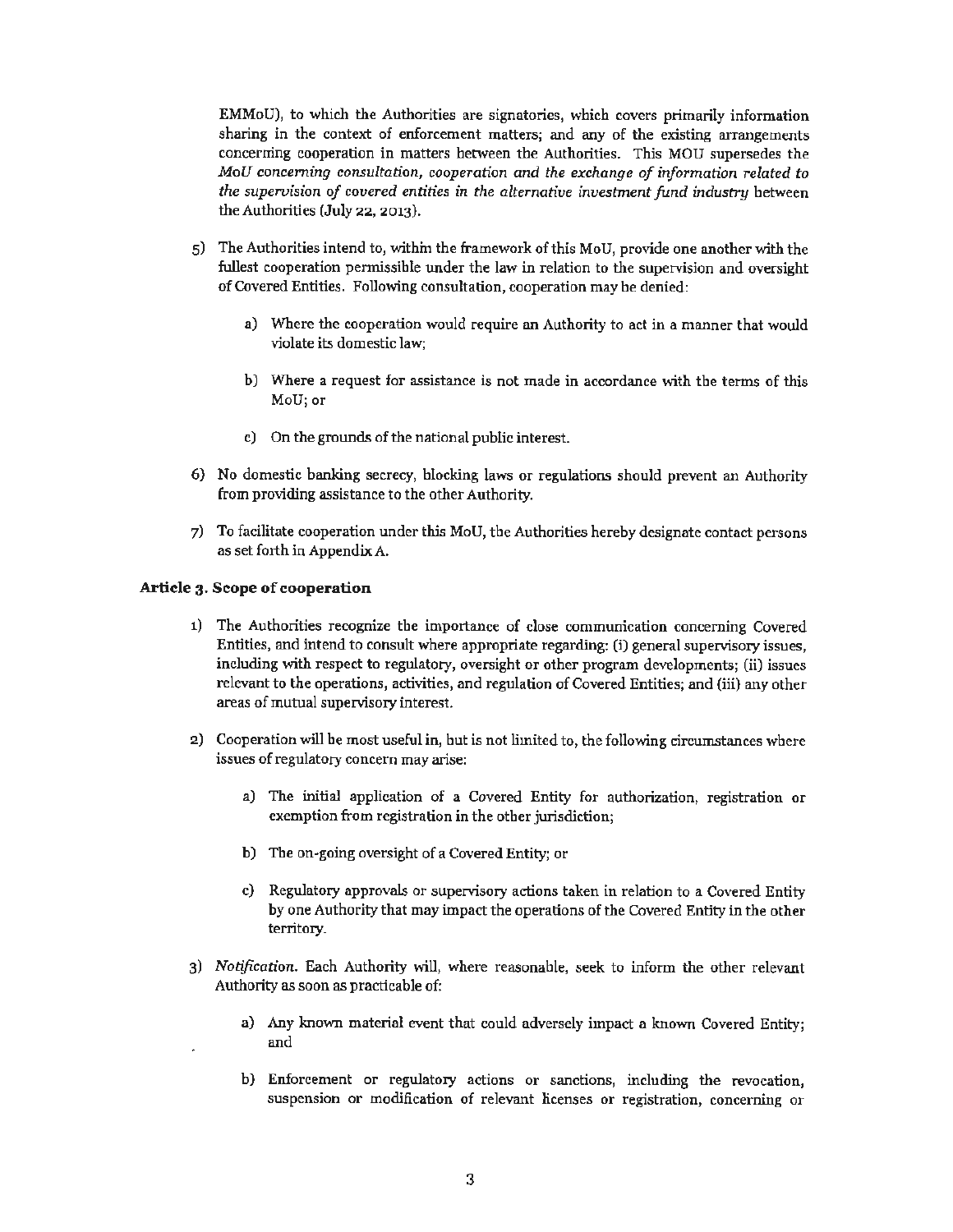EMMoU), to which the Authorities are signatories, which covers primarily information sharing in the context of enforcement matters; and any of the existing arrangements concerning cooperation in matters between the Authorities. This MOU supersedes the *MoU concerning consultation, cooperation and the exchange of information related to the supervision of covered entities in the alternative investment fund industry* between the Authorities (July 22, 2013).

5) The Authorities intend to, within the framework of this MoU, provide one another with the fullest cooperation permissible under the law in relation to the supervision and oversight of Covered Entities. Following consultation, cooperation may be denied:

    a) Where the cooperation would require an Authority to act in a manner that would violate its domestic law;

    b) Where a request for assistance is not made in accordance with the terms of this MoU; or

    c) On the grounds of the national public interest.

6) No domestic banking secrecy, blocking laws or regulations should prevent an Authority from providing assistance to the other Authority.

7) To facilitate cooperation under this MoU, the Authorities hereby designate contact persons as set forth in Appendix A.

**Article 3. Scope of cooperation**

1) The Authorities recognize the importance of close communication concerning Covered Entities, and intend to consult where appropriate regarding: (i) general supervisory issues, including with respect to regulatory, oversight or other program developments; (ii) issues relevant to the operations, activities, and regulation of Covered Entities; and (iii) any other areas of mutual supervisory interest.

2) Cooperation will be most useful in, but is not limited to, the following circumstances where issues of regulatory concern may arise:

    a) The initial application of a Covered Entity for authorization, registration or exemption from registration in the other jurisdiction;

    b) The on-going oversight of a Covered Entity; or

    c) Regulatory approvals or supervisory actions taken in relation to a Covered Entity by one Authority that may impact the operations of the Covered Entity in the other territory.

3) *Notification.* Each Authority will, where reasonable, seek to inform the other relevant Authority as soon as practicable of:

    a) Any known material event that could adversely impact a known Covered Entity; and

    b) Enforcement or regulatory actions or sanctions, including the revocation, suspension or modification of relevant licenses or registration, concerning or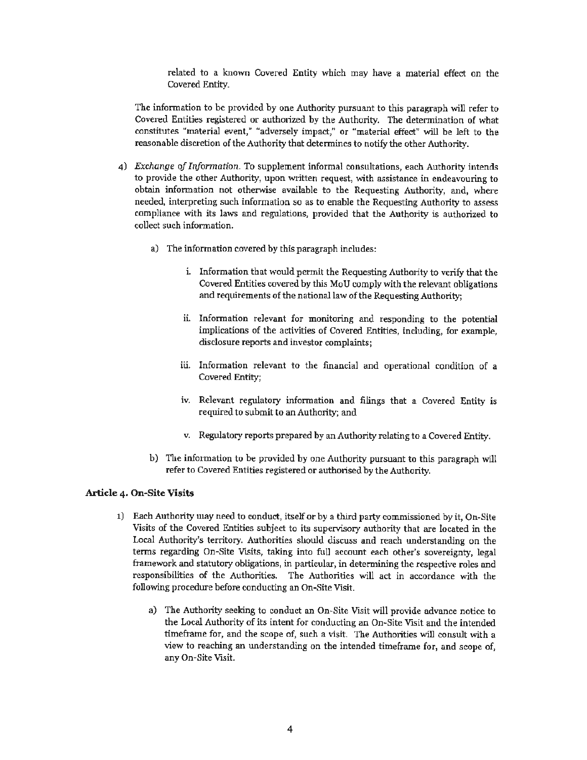related to a known Covered Entity which may have a material effect on the Covered Entity.

The information to be provided by one Authority pursuant to this paragraph will refer to Covered Entities registered or authorized by the Authority. The determination of what constitutes "material event," "adversely impact," or "material effect" will be left to the reasonable discretion of the Authority that determines to notify the other Authority.

4) *Exchange of Information.* To supplement informal consultations, each Authority intends to provide the other Authority, upon written request, with assistance in endeavouring to obtain information not otherwise available to the Requesting Authority, and, where needed, interpreting such information so as to enable the Requesting Authority to assess compliance with its laws and regulations, provided that the Authority is authorized to collect such information.

   a) The information covered by this paragraph includes:

      i. Information that would permit the Requesting Authority to verify that the Covered Entities covered by this MoU comply with the relevant obligations and requirements of the national law of the Requesting Authority;

      ii. Information relevant for monitoring and responding to the potential implications of the activities of Covered Entities, including, for example, disclosure reports and investor complaints;

      iii. Information relevant to the financial and operational condition of a Covered Entity;

      iv. Relevant regulatory information and filings that a Covered Entity is required to submit to an Authority; and

      v. Regulatory reports prepared by an Authority relating to a Covered Entity.

   b) The information to be provided by one Authority pursuant to this paragraph will refer to Covered Entities registered or authorised by the Authority.

## Article 4. On-Site Visits

1) Each Authority may need to conduct, itself or by a third party commissioned by it, On-Site Visits of the Covered Entities subject to its supervisory authority that are located in the Local Authority's territory. Authorities should discuss and reach understanding on the terms regarding On-Site Visits, taking into full account each other's sovereignty, legal framework and statutory obligations, in particular, in determining the respective roles and responsibilities of the Authorities. The Authorities will act in accordance with the following procedure before conducting an On-Site Visit.

   a) The Authority seeking to conduct an On-Site Visit will provide advance notice to the Local Authority of its intent for conducting an On-Site Visit and the intended timeframe for, and the scope of, such a visit. The Authorities will consult with a view to reaching an understanding on the intended timeframe for, and scope of, any On-Site Visit.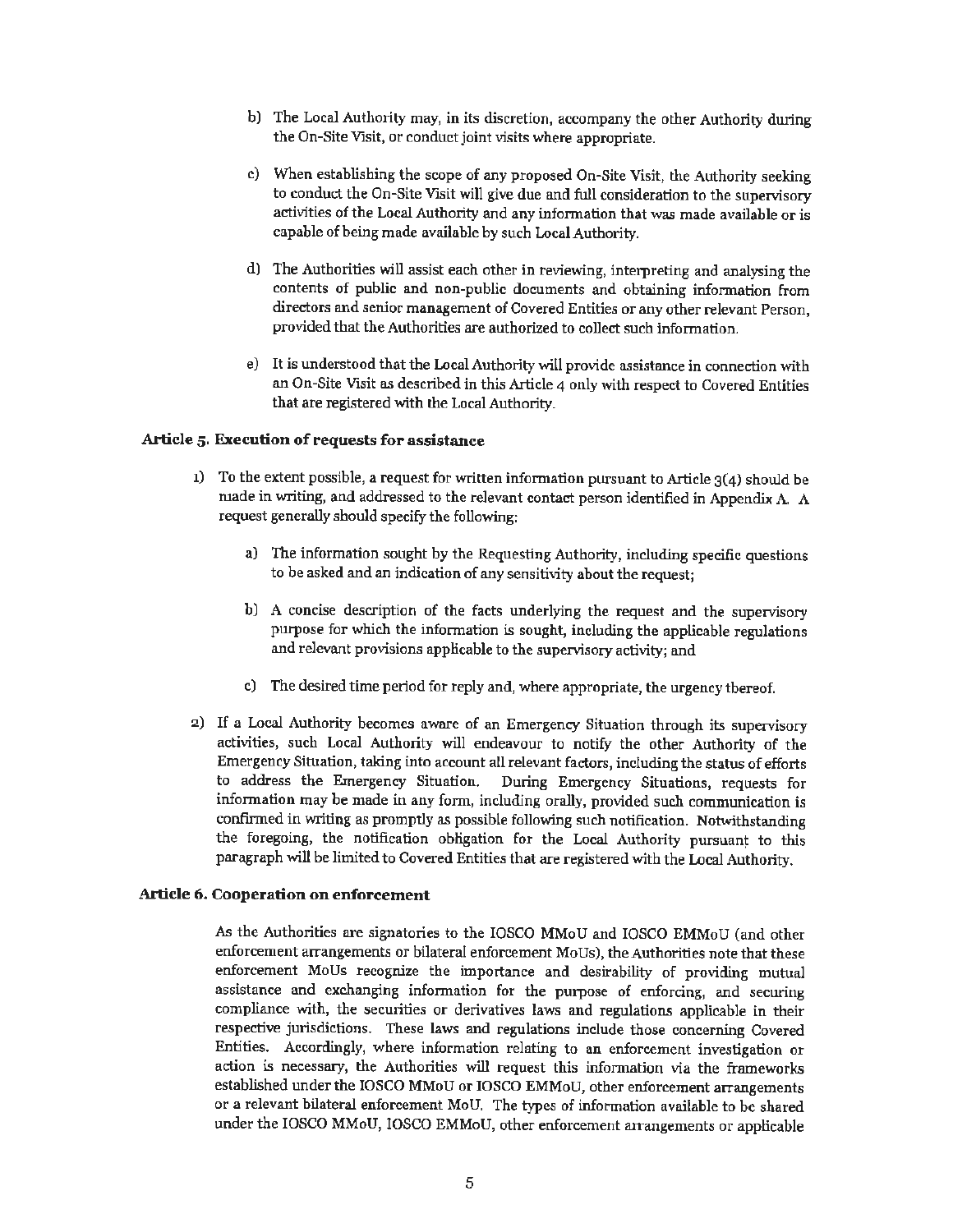b) The Local Authority may, in its discretion, accompany the other Authority during the On-Site Visit, or conduct joint visits where appropriate.

c) When establishing the scope of any proposed On-Site Visit, the Authority seeking to conduct the On-Site Visit will give due and full consideration to the supervisory activities of the Local Authority and any information that was made available or is capable of being made available by such Local Authority.

d) The Authorities will assist each other in reviewing, interpreting and analysing the contents of public and non-public documents and obtaining information from directors and senior management of Covered Entities or any other relevant Person, provided that the Authorities are authorized to collect such information.

e) It is understood that the Local Authority will provide assistance in connection with an On-Site Visit as described in this Article 4 only with respect to Covered Entities that are registered with the Local Authority.

### Article 5. Execution of requests for assistance

1) To the extent possible, a request for written information pursuant to Article 3(4) should be made in writing, and addressed to the relevant contact person identified in Appendix A. A request generally should specify the following:

   a) The information sought by the Requesting Authority, including specific questions to be asked and an indication of any sensitivity about the request;

   b) A concise description of the facts underlying the request and the supervisory purpose for which the information is sought, including the applicable regulations and relevant provisions applicable to the supervisory activity; and

   c) The desired time period for reply and, where appropriate, the urgency thereof.

2) If a Local Authority becomes aware of an Emergency Situation through its supervisory activities, such Local Authority will endeavour to notify the other Authority of the Emergency Situation, taking into account all relevant factors, including the status of efforts to address the Emergency Situation. During Emergency Situations, requests for information may be made in any form, including orally, provided such communication is confirmed in writing as promptly as possible following such notification. Notwithstanding the foregoing, the notification obligation for the Local Authority pursuant to this paragraph will be limited to Covered Entities that are registered with the Local Authority.

### Article 6. Cooperation on enforcement

As the Authorities are signatories to the IOSCO MMoU and IOSCO EMMoU (and other enforcement arrangements or bilateral enforcement MoUs), the Authorities note that these enforcement MoUs recognize the importance and desirability of providing mutual assistance and exchanging information for the purpose of enforcing, and securing compliance with, the securities or derivatives laws and regulations applicable in their respective jurisdictions. These laws and regulations include those concerning Covered Entities. Accordingly, where information relating to an enforcement investigation or action is necessary, the Authorities will request this information via the frameworks established under the IOSCO MMoU or IOSCO EMMoU, other enforcement arrangements or a relevant bilateral enforcement MoU. The types of information available to be shared under the IOSCO MMoU, IOSCO EMMoU, other enforcement arrangements or applicable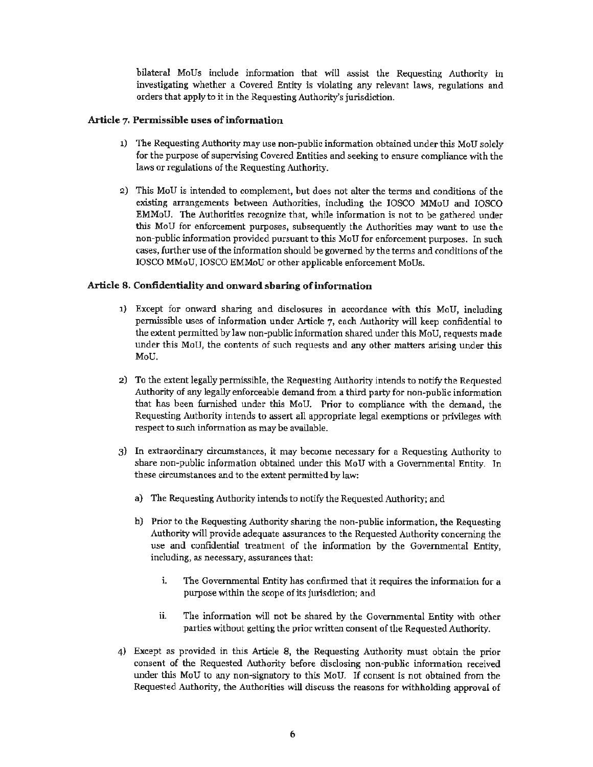bilateral MoUs include information that will assist the Requesting Authority in investigating whether a Covered Entity is violating any relevant laws, regulations and orders that apply to it in the Requesting Authority's jurisdiction.

### Article 7. Permissible uses of information

1) The Requesting Authority may use non-public information obtained under this MoU solely for the purpose of supervising Covered Entities and seeking to ensure compliance with the laws or regulations of the Requesting Authority.

2) This MoU is intended to complement, but does not alter the terms and conditions of the existing arrangements between Authorities, including the IOSCO MMoU and IOSCO EMMoU. The Authorities recognize that, while information is not to be gathered under this MoU for enforcement purposes, subsequently the Authorities may want to use the non-public information provided pursuant to this MoU for enforcement purposes. In such cases, further use of the information should be governed by the terms and conditions of the IOSCO MMoU, IOSCO EMMoU or other applicable enforcement MoUs.

### Article 8. Confidentiality and onward sharing of information

1) Except for onward sharing and disclosures in accordance with this MoU, including permissible uses of information under Article 7, each Authority will keep confidential to the extent permitted by law non-public information shared under this MoU, requests made under this MoU, the contents of such requests and any other matters arising under this MoU.

2) To the extent legally permissible, the Requesting Authority intends to notify the Requested Authority of any legally enforceable demand from a third party for non-public information that has been furnished under this MoU. Prior to compliance with the demand, the Requesting Authority intends to assert all appropriate legal exemptions or privileges with respect to such information as may be available.

3) In extraordinary circumstances, it may become necessary for a Requesting Authority to share non-public information obtained under this MoU with a Governmental Entity. In these circumstances and to the extent permitted by law:

   a) The Requesting Authority intends to notify the Requested Authority; and

   b) Prior to the Requesting Authority sharing the non-public information, the Requesting Authority will provide adequate assurances to the Requested Authority concerning the use and confidential treatment of the information by the Governmental Entity, including, as necessary, assurances that:

      i. The Governmental Entity has confirmed that it requires the information for a purpose within the scope of its jurisdiction; and

      ii. The information will not be shared by the Governmental Entity with other parties without getting the prior written consent of the Requested Authority.

4) Except as provided in this Article 8, the Requesting Authority must obtain the prior consent of the Requested Authority before disclosing non-public information received under this MoU to any non-signatory to this MoU. If consent is not obtained from the Requested Authority, the Authorities will discuss the reasons for withholding approval of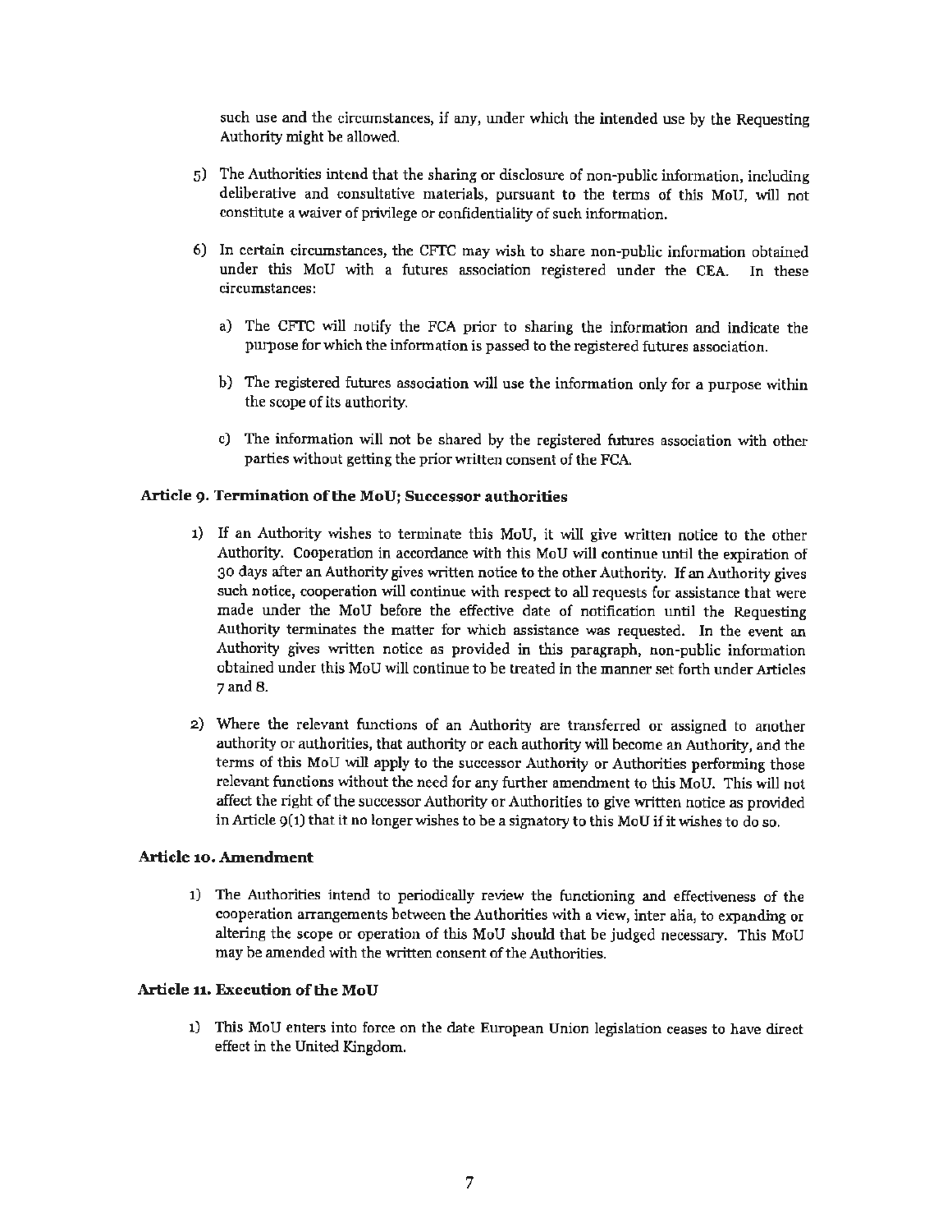such use and the circumstances, if any, under which the intended use by the Requesting Authority might be allowed.

5) The Authorities intend that the sharing or disclosure of non-public information, including deliberative and consultative materials, pursuant to the terms of this MoU, will not constitute a waiver of privilege or confidentiality of such information.

6) In certain circumstances, the CFTC may wish to share non-public information obtained under this MoU with a futures association registered under the CEA. In these circumstances:

   a) The CFTC will notify the FCA prior to sharing the information and indicate the purpose for which the information is passed to the registered futures association.

   b) The registered futures association will use the information only for a purpose within the scope of its authority.

   c) The information will not be shared by the registered futures association with other parties without getting the prior written consent of the FCA.

### Article 9. Termination of the MoU; Successor authorities

1) If an Authority wishes to terminate this MoU, it will give written notice to the other Authority. Cooperation in accordance with this MoU will continue until the expiration of 30 days after an Authority gives written notice to the other Authority. If an Authority gives such notice, cooperation will continue with respect to all requests for assistance that were made under the MoU before the effective date of notification until the Requesting Authority terminates the matter for which assistance was requested. In the event an Authority gives written notice as provided in this paragraph, non-public information obtained under this MoU will continue to be treated in the manner set forth under Articles 7 and 8.

2) Where the relevant functions of an Authority are transferred or assigned to another authority or authorities, that authority or each authority will become an Authority, and the terms of this MoU will apply to the successor Authority or Authorities performing those relevant functions without the need for any further amendment to this MoU. This will not affect the right of the successor Authority or Authorities to give written notice as provided in Article 9(1) that it no longer wishes to be a signatory to this MoU if it wishes to do so.

### Article 10. Amendment

1) The Authorities intend to periodically review the functioning and effectiveness of the cooperation arrangements between the Authorities with a view, inter alia, to expanding or altering the scope or operation of this MoU should that be judged necessary. This MoU may be amended with the written consent of the Authorities.

### Article 11. Execution of the MoU

1) This MoU enters into force on the date European Union legislation ceases to have direct effect in the United Kingdom.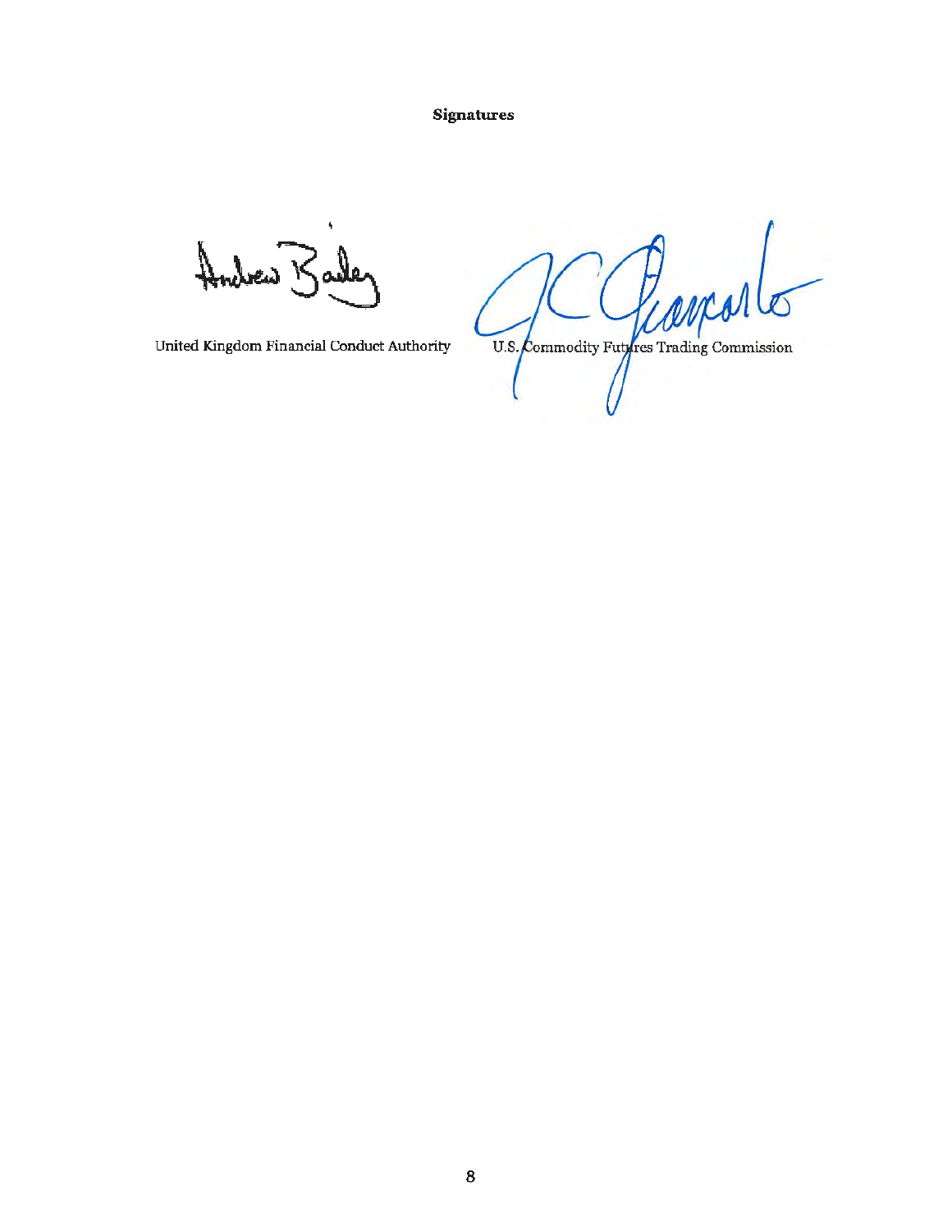**Signatures**

United Kingdom Financial Conduct Authority

U.S. Commodity Futures Trading Commission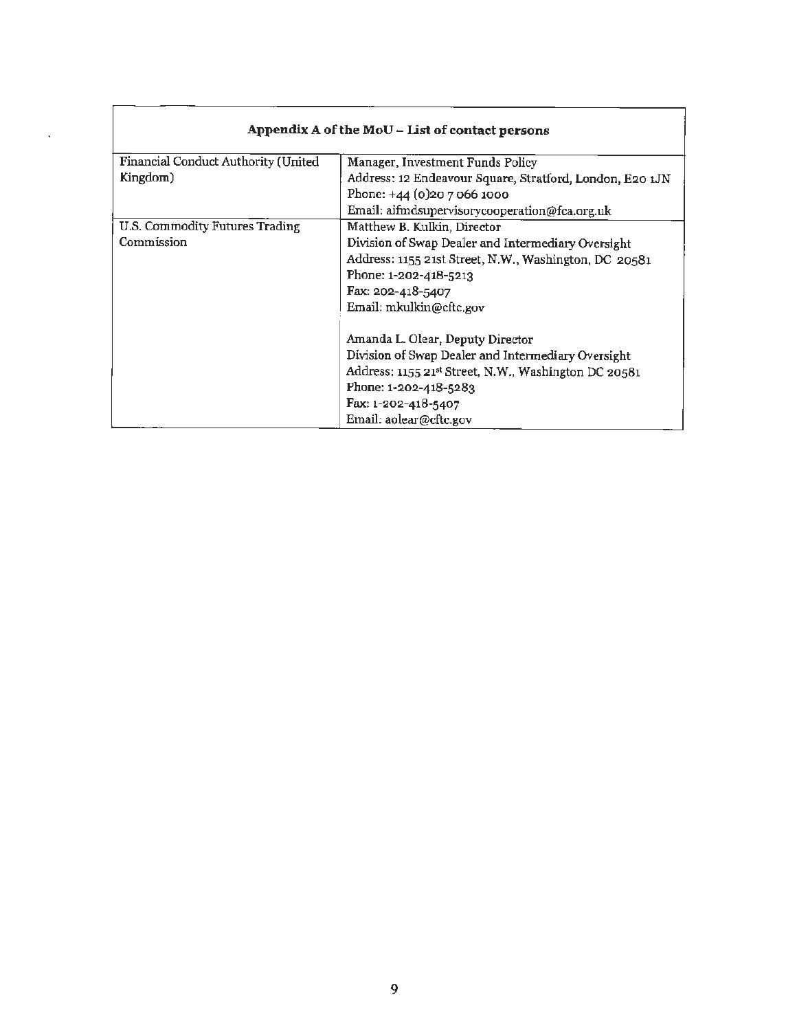| Appendix A of the MoU – List of contact persons | |
|---|---|
| Financial Conduct Authority (United Kingdom) | Manager, Investment Funds Policy<br>Address: 12 Endeavour Square, Stratford, London, E20 1JN<br>Phone: +44 (0)20 7 066 1000<br>Email: aifmdsupervisorycooperation@fca.org.uk |
| U.S. Commodity Futures Trading Commission | Matthew B. Kulkin, Director<br>Division of Swap Dealer and Intermediary Oversight<br>Address: 1155 21st Street, N.W., Washington, DC 20581<br>Phone: 1-202-418-5213<br>Fax: 202-418-5407<br>Email: mkulkin@cftc.gov<br><br>Amanda L. Olear, Deputy Director<br>Division of Swap Dealer and Intermediary Oversight<br>Address: 1155 21st Street, N.W., Washington DC 20581<br>Phone: 1-202-418-5283<br>Fax: 1-202-418-5407<br>Email: aolear@cftc.gov |